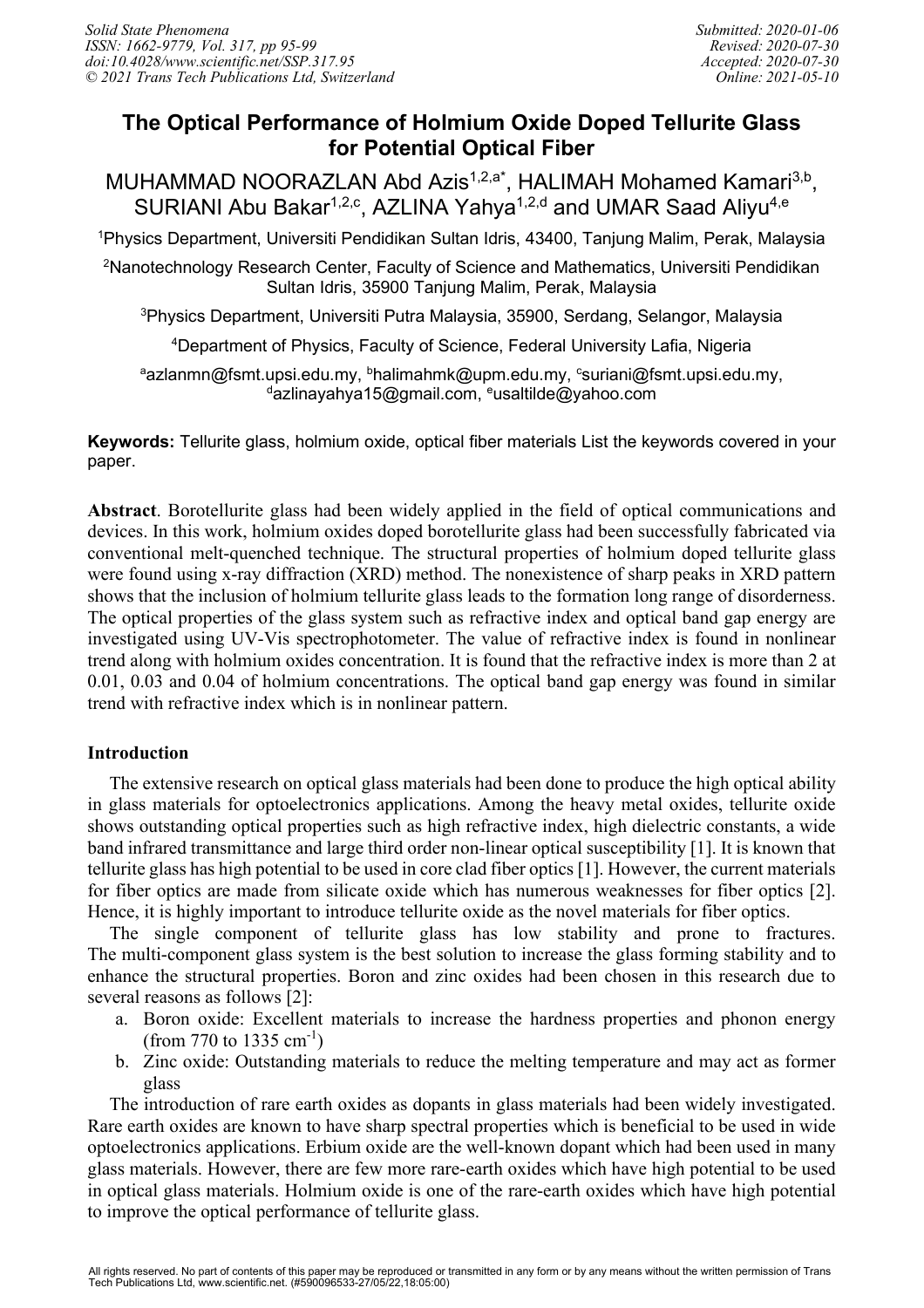# The Optical Performance of Holmium Oxide Doped Tellurite Glass for Potential Optical Fiber

MUHAMMAD NOORAZLAN Abd Azis[1,2,a*], HALIMAH Mohamed Kamari[3,b], SURIANI Abu Bakar[1,2,c], AZLINA Yahya[1,2,d] and UMAR Saad Aliyu[4,e]

[1]Physics Department, Universiti Pendidikan Sultan Idris, 43400, Tanjung Malim, Perak, Malaysia

[2]Nanotechnology Research Center, Faculty of Science and Mathematics, Universiti Pendidikan Sultan Idris, 35900 Tanjung Malim, Perak, Malaysia

[3]Physics Department, Universiti Putra Malaysia, 35900, Serdang, Selangor, Malaysia

[4]Department of Physics, Faculty of Science, Federal University Lafia, Nigeria

[a]azlanmn@fsmt.upsi.edu.my, [b]halimahmk@upm.edu.my, [c]suriani@fsmt.upsi.edu.my, [d]azlinayahya15@gmail.com, [e]usaltilde@yahoo.com

**Keywords:** Tellurite glass, holmium oxide, optical fiber materials List the keywords covered in your paper.

**Abstract**. Borotellurite glass had been widely applied in the field of optical communications and devices. In this work, holmium oxides doped borotellurite glass had been successfully fabricated via conventional melt-quenched technique. The structural properties of holmium doped tellurite glass were found using x-ray diffraction (XRD) method. The nonexistence of sharp peaks in XRD pattern shows that the inclusion of holmium tellurite glass leads to the formation long range of disorderness. The optical properties of the glass system such as refractive index and optical band gap energy are investigated using UV-Vis spectrophotometer. The value of refractive index is found in nonlinear trend along with holmium oxides concentration. It is found that the refractive index is more than 2 at 0.01, 0.03 and 0.04 of holmium concentrations. The optical band gap energy was found in similar trend with refractive index which is in nonlinear pattern.

## Introduction

The extensive research on optical glass materials had been done to produce the high optical ability in glass materials for optoelectronics applications. Among the heavy metal oxides, tellurite oxide shows outstanding optical properties such as high refractive index, high dielectric constants, a wide band infrared transmittance and large third order non-linear optical susceptibility [1]. It is known that tellurite glass has high potential to be used in core clad fiber optics [1]. However, the current materials for fiber optics are made from silicate oxide which has numerous weaknesses for fiber optics [2]. Hence, it is highly important to introduce tellurite oxide as the novel materials for fiber optics.

The single component of tellurite glass has low stability and prone to fractures. The multi-component glass system is the best solution to increase the glass forming stability and to enhance the structural properties. Boron and zinc oxides had been chosen in this research due to several reasons as follows [2]:

a. Boron oxide: Excellent materials to increase the hardness properties and phonon energy (from 770 to 1335 $cm^{-1}$)
b. Zinc oxide: Outstanding materials to reduce the melting temperature and may act as former glass

The introduction of rare earth oxides as dopants in glass materials had been widely investigated. Rare earth oxides are known to have sharp spectral properties which is beneficial to be used in wide optoelectronics applications. Erbium oxide are the well-known dopant which had been used in many glass materials. However, there are few more rare-earth oxides which have high potential to be used in optical glass materials. Holmium oxide is one of the rare-earth oxides which have high potential to improve the optical performance of tellurite glass.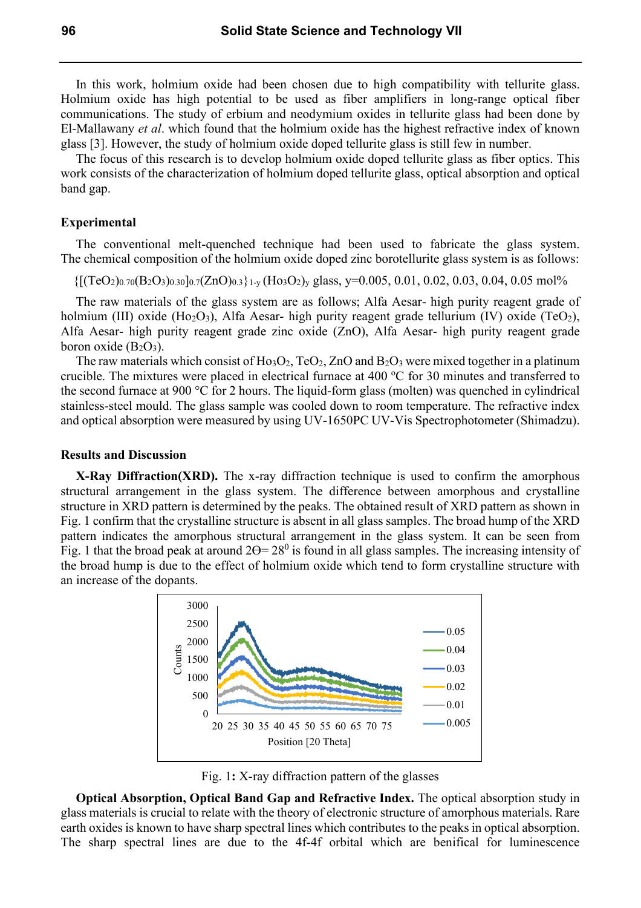In this work, holmium oxide had been chosen due to high compatibility with tellurite glass. Holmium oxide has high potential to be used as fiber amplifiers in long-range optical fiber communications. The study of erbium and neodymium oxides in tellurite glass had been done by El-Mallawany *et al*. which found that the holmium oxide has the highest refractive index of known glass [3]. However, the study of holmium oxide doped tellurite glass is still few in number.

The focus of this research is to develop holmium oxide doped tellurite glass as fiber optics. This work consists of the characterization of holmium doped tellurite glass, optical absorption and optical band gap.

## Experimental

The conventional melt-quenched technique had been used to fabricate the glass system. The chemical composition of the holmium oxide doped zinc borotellurite glass system is as follows:

$\{[(TeO_2)_{0.70}(B_2O_3)_{0.30}]_{0.7}(ZnO)_{0.3}\}_{1-y}\,(Ho_3O_2)_y$ glass, y=0.005, 0.01, 0.02, 0.03, 0.04, 0.05 mol%

The raw materials of the glass system are as follows; Alfa Aesar- high purity reagent grade of holmium (III) oxide ($Ho_2O_3$), Alfa Aesar- high purity reagent grade tellurium (IV) oxide ($TeO_2$), Alfa Aesar- high purity reagent grade zinc oxide (ZnO), Alfa Aesar- high purity reagent grade boron oxide ($B_2O_3$).

The raw materials which consist of $Ho_3O_2$, $TeO_2$, ZnO and $B_2O_3$ were mixed together in a platinum crucible. The mixtures were placed in electrical furnace at 400 °C for 30 minutes and transferred to the second furnace at 900 °C for 2 hours. The liquid-form glass (molten) was quenched in cylindrical stainless-steel mould. The glass sample was cooled down to room temperature. The refractive index and optical absorption were measured by using UV-1650PC UV-Vis Spectrophotometer (Shimadzu).

## Results and Discussion

**X-Ray Diffraction(XRD).** The x-ray diffraction technique is used to confirm the amorphous structural arrangement in the glass system. The difference between amorphous and crystalline structure in XRD pattern is determined by the peaks. The obtained result of XRD pattern as shown in Fig. 1 confirm that the crystalline structure is absent in all glass samples. The broad hump of the XRD pattern indicates the amorphous structural arrangement in the glass system. It can be seen from Fig. 1 that the broad peak at around $2\Theta = 28^0$ is found in all glass samples. The increasing intensity of the broad hump is due to the effect of holmium oxide which tend to form crystalline structure with an increase of the dopants.

Fig. 1**:** X-ray diffraction pattern of the glasses

**Optical Absorption, Optical Band Gap and Refractive Index.** The optical absorption study in glass materials is crucial to relate with the theory of electronic structure of amorphous materials. Rare earth oxides is known to have sharp spectral lines which contributes to the peaks in optical absorption. The sharp spectral lines are due to the 4f-4f orbital which are benifical for luminescence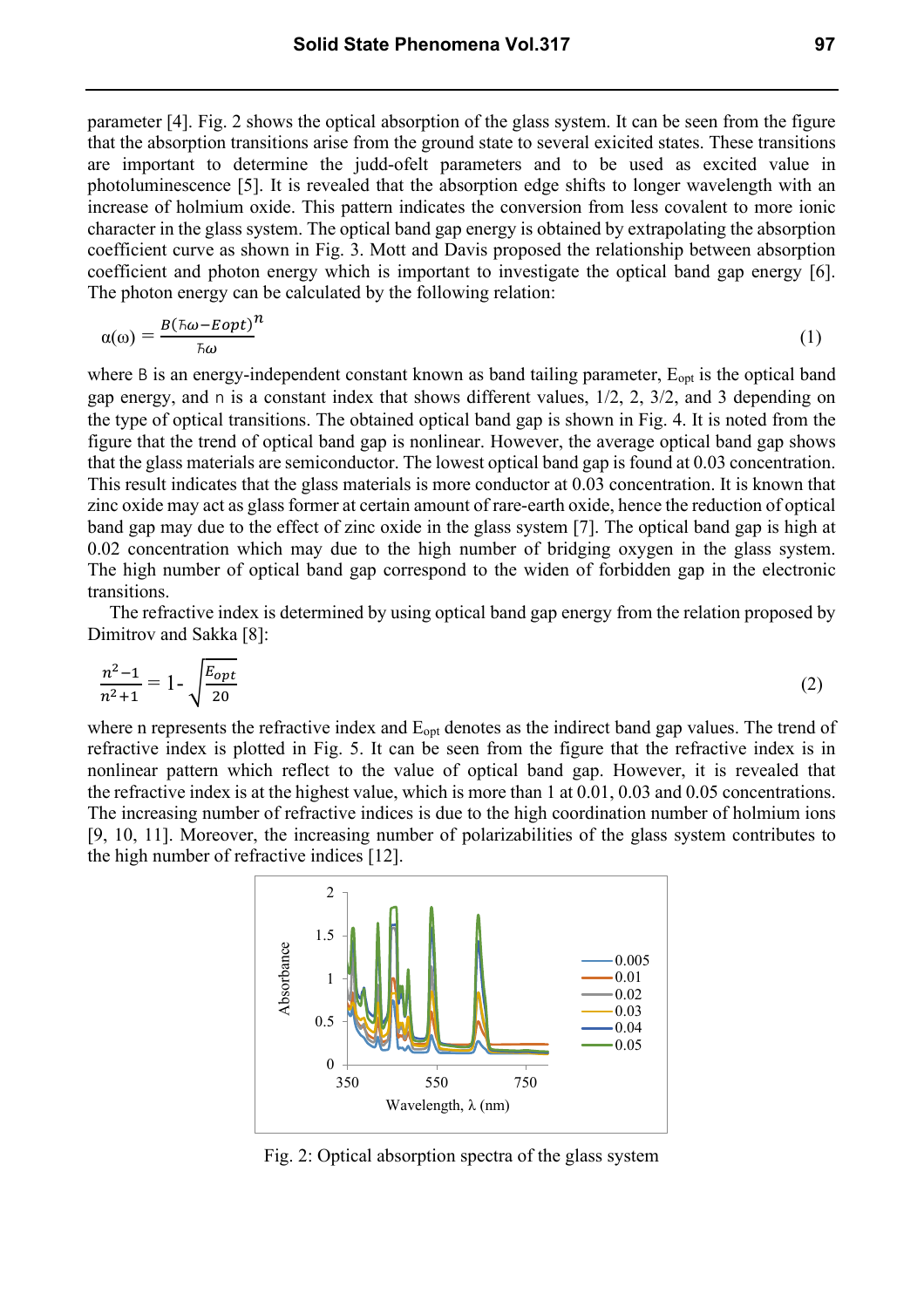parameter [4]. Fig. 2 shows the optical absorption of the glass system. It can be seen from the figure that the absorption transitions arise from the ground state to several exicited states. These transitions are important to determine the judd-ofelt parameters and to be used as excited value in photoluminescence [5]. It is revealed that the absorption edge shifts to longer wavelength with an increase of holmium oxide. This pattern indicates the conversion from less covalent to more ionic character in the glass system. The optical band gap energy is obtained by extrapolating the absorption coefficient curve as shown in Fig. 3. Mott and Davis proposed the relationship between absorption coefficient and photon energy which is important to investigate the optical band gap energy [6]. The photon energy can be calculated by the following relation:

$$\alpha(\omega) = \frac{B(\hbar\omega - Eopt)^n}{\hbar\omega} \tag{1}$$

where B is an energy-independent constant known as band tailing parameter, $E_{opt}$ is the optical band gap energy, and n is a constant index that shows different values, 1/2, 2, 3/2, and 3 depending on the type of optical transitions. The obtained optical band gap is shown in Fig. 4. It is noted from the figure that the trend of optical band gap is nonlinear. However, the average optical band gap shows that the glass materials are semiconductor. The lowest optical band gap is found at 0.03 concentration. This result indicates that the glass materials is more conductor at 0.03 concentration. It is known that zinc oxide may act as glass former at certain amount of rare-earth oxide, hence the reduction of optical band gap may due to the effect of zinc oxide in the glass system [7]. The optical band gap is high at 0.02 concentration which may due to the high number of bridging oxygen in the glass system. The high number of optical band gap correspond to the widen of forbidden gap in the electronic transitions.

The refractive index is determined by using optical band gap energy from the relation proposed by Dimitrov and Sakka [8]:

$$\frac{n^2-1}{n^2+1} = 1 - \sqrt{\frac{E_{opt}}{20}} \tag{2}$$

where n represents the refractive index and $E_{opt}$ denotes as the indirect band gap values. The trend of refractive index is plotted in Fig. 5. It can be seen from the figure that the refractive index is in nonlinear pattern which reflect to the value of optical band gap. However, it is revealed that the refractive index is at the highest value, which is more than 1 at 0.01, 0.03 and 0.05 concentrations. The increasing number of refractive indices is due to the high coordination number of holmium ions [9, 10, 11]. Moreover, the increasing number of polarizabilities of the glass system contributes to the high number of refractive indices [12].

Fig. 2: Optical absorption spectra of the glass system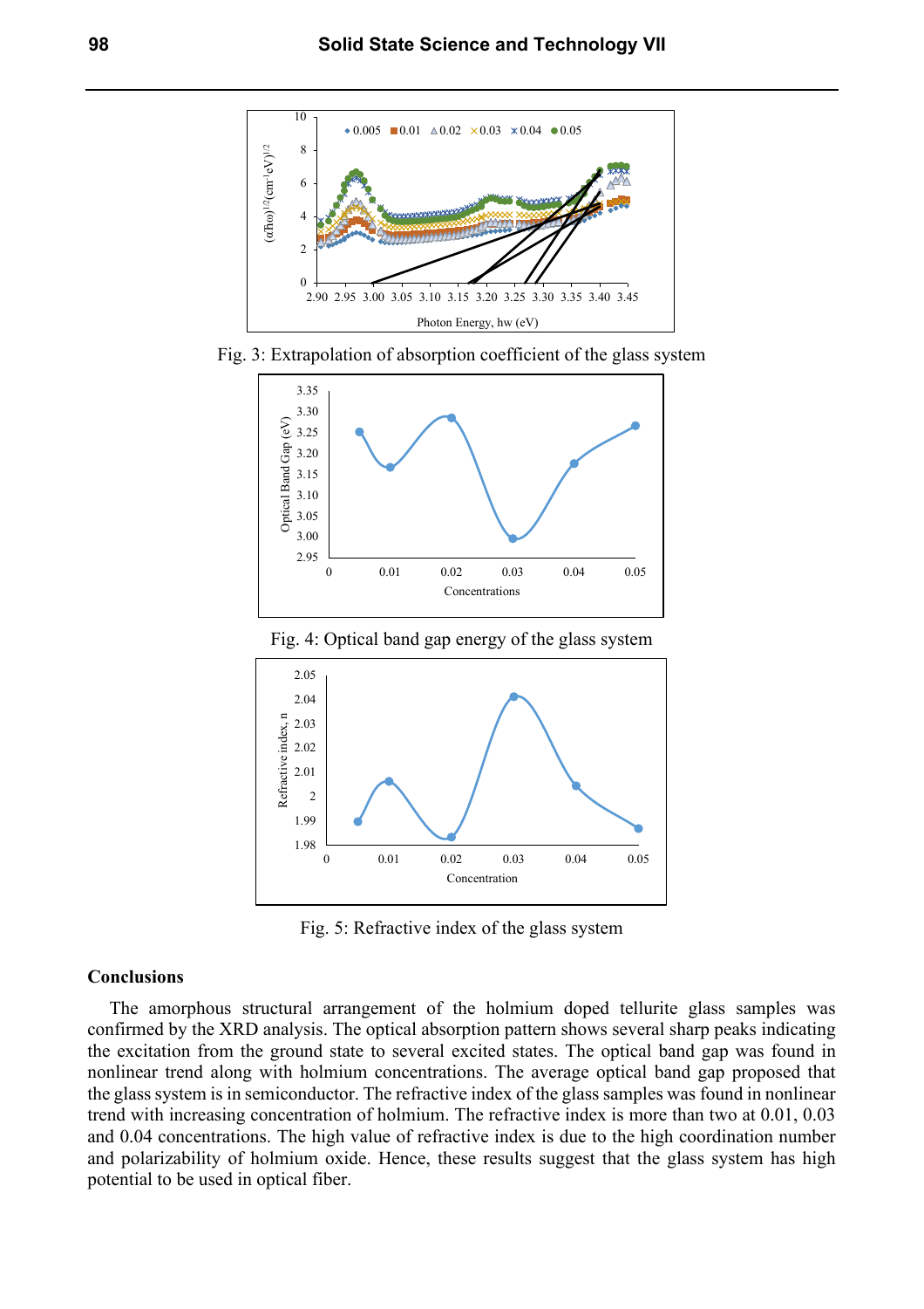Fig. 3: Extrapolation of absorption coefficient of the glass system

Fig. 4: Optical band gap energy of the glass system

Fig. 5: Refractive index of the glass system

## Conclusions

The amorphous structural arrangement of the holmium doped tellurite glass samples was confirmed by the XRD analysis. The optical absorption pattern shows several sharp peaks indicating the excitation from the ground state to several excited states. The optical band gap was found in nonlinear trend along with holmium concentrations. The average optical band gap proposed that the glass system is in semiconductor. The refractive index of the glass samples was found in nonlinear trend with increasing concentration of holmium. The refractive index is more than two at 0.01, 0.03 and 0.04 concentrations. The high value of refractive index is due to the high coordination number and polarizability of holmium oxide. Hence, these results suggest that the glass system has high potential to be used in optical fiber.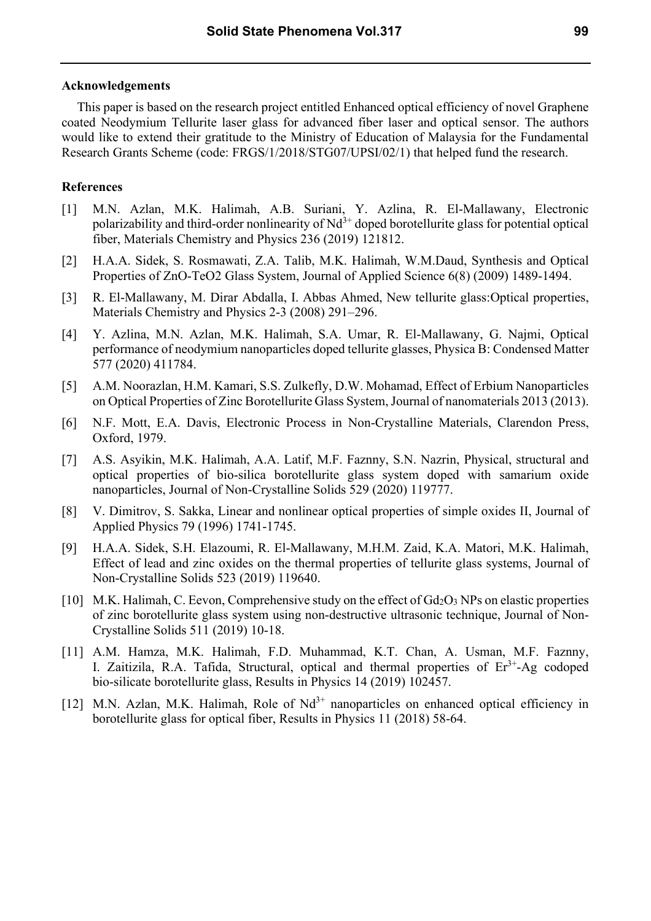### Acknowledgements

This paper is based on the research project entitled Enhanced optical efficiency of novel Graphene coated Neodymium Tellurite laser glass for advanced fiber laser and optical sensor. The authors would like to extend their gratitude to the Ministry of Education of Malaysia for the Fundamental Research Grants Scheme (code: FRGS/1/2018/STG07/UPSI/02/1) that helped fund the research.

### References

[1] M.N. Azlan, M.K. Halimah, A.B. Suriani, Y. Azlina, R. El-Mallawany, Electronic polarizability and third-order nonlinearity of $Nd^{3+}$ doped borotellurite glass for potential optical fiber, Materials Chemistry and Physics 236 (2019) 121812.

[2] H.A.A. Sidek, S. Rosmawati, Z.A. Talib, M.K. Halimah, W.M.Daud, Synthesis and Optical Properties of ZnO-TeO2 Glass System, Journal of Applied Science 6(8) (2009) 1489-1494.

[3] R. El-Mallawany, M. Dirar Abdalla, I. Abbas Ahmed, New tellurite glass:Optical properties, Materials Chemistry and Physics 2-3 (2008) 291–296.

[4] Y. Azlina, M.N. Azlan, M.K. Halimah, S.A. Umar, R. El-Mallawany, G. Najmi, Optical performance of neodymium nanoparticles doped tellurite glasses, Physica B: Condensed Matter 577 (2020) 411784.

[5] A.M. Noorazlan, H.M. Kamari, S.S. Zulkefly, D.W. Mohamad, Effect of Erbium Nanoparticles on Optical Properties of Zinc Borotellurite Glass System, Journal of nanomaterials 2013 (2013).

[6] N.F. Mott, E.A. Davis, Electronic Process in Non-Crystalline Materials, Clarendon Press, Oxford, 1979.

[7] A.S. Asyikin, M.K. Halimah, A.A. Latif, M.F. Faznny, S.N. Nazrin, Physical, structural and optical properties of bio-silica borotellurite glass system doped with samarium oxide nanoparticles, Journal of Non-Crystalline Solids 529 (2020) 119777.

[8] V. Dimitrov, S. Sakka, Linear and nonlinear optical properties of simple oxides II, Journal of Applied Physics 79 (1996) 1741-1745.

[9] H.A.A. Sidek, S.H. Elazoumi, R. El-Mallawany, M.H.M. Zaid, K.A. Matori, M.K. Halimah, Effect of lead and zinc oxides on the thermal properties of tellurite glass systems, Journal of Non-Crystalline Solids 523 (2019) 119640.

[10] M.K. Halimah, C. Eevon, Comprehensive study on the effect of $Gd_2O_3$ NPs on elastic properties of zinc borotellurite glass system using non-destructive ultrasonic technique, Journal of Non-Crystalline Solids 511 (2019) 10-18.

[11] A.M. Hamza, M.K. Halimah, F.D. Muhammad, K.T. Chan, A. Usman, M.F. Faznny, I. Zaitizila, R.A. Tafida, Structural, optical and thermal properties of $Er^{3+}$-Ag codoped bio-silicate borotellurite glass, Results in Physics 14 (2019) 102457.

[12] M.N. Azlan, M.K. Halimah, Role of $Nd^{3+}$ nanoparticles on enhanced optical efficiency in borotellurite glass for optical fiber, Results in Physics 11 (2018) 58-64.